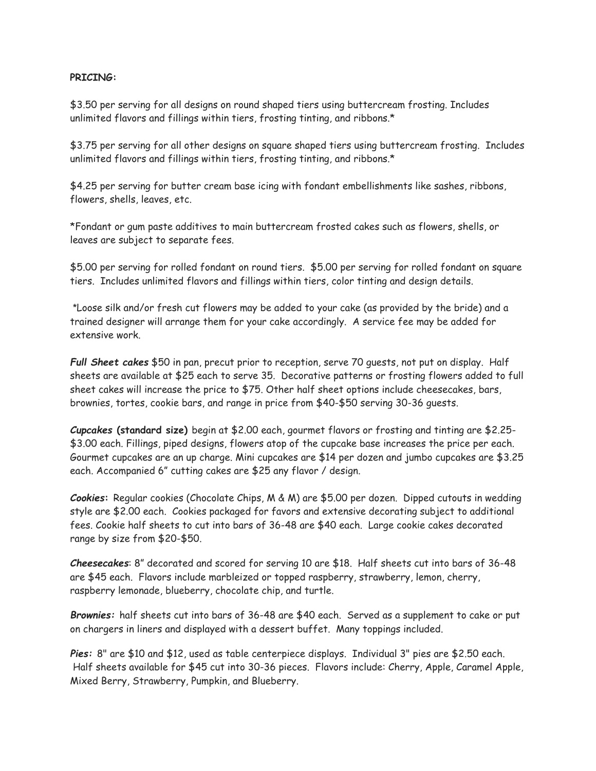**PRICING:**

$3.50 per serving for all designs on round shaped tiers using buttercream frosting. Includes unlimited flavors and fillings within tiers, frosting tinting, and ribbons.*

$3.75 per serving for all other designs on square shaped tiers using buttercream frosting. Includes unlimited flavors and fillings within tiers, frosting tinting, and ribbons.*

$4.25 per serving for butter cream base icing with fondant embellishments like sashes, ribbons, flowers, shells, leaves, etc.

*Fondant or gum paste additives to main buttercream frosted cakes such as flowers, shells, or leaves are subject to separate fees.

$5.00 per serving for rolled fondant on round tiers. $5.00 per serving for rolled fondant on square tiers. Includes unlimited flavors and fillings within tiers, color tinting and design details.

*Loose silk and/or fresh cut flowers may be added to your cake (as provided by the bride) and a trained designer will arrange them for your cake accordingly. A service fee may be added for extensive work.

***Full Sheet cakes*** $50 in pan, precut prior to reception, serve 70 guests, not put on display. Half sheets are available at $25 each to serve 35. Decorative patterns or frosting flowers added to full sheet cakes will increase the price to $75. Other half sheet options include cheesecakes, bars, brownies, tortes, cookie bars, and range in price from $40-$50 serving 30-36 guests.

***Cupcakes*** **(standard size)** begin at $2.00 each, gourmet flavors or frosting and tinting are $2.25-$3.00 each. Fillings, piped designs, flowers atop of the cupcake base increases the price per each. Gourmet cupcakes are an up charge. Mini cupcakes are $14 per dozen and jumbo cupcakes are $3.25 each. Accompanied 6" cutting cakes are $25 any flavor / design.

***Cookies*:** Regular cookies (Chocolate Chips, M & M) are $5.00 per dozen. Dipped cutouts in wedding style are $2.00 each. Cookies packaged for favors and extensive decorating subject to additional fees. Cookie half sheets to cut into bars of 36-48 are $40 each. Large cookie cakes decorated range by size from $20-$50.

***Cheesecakes***: 8" decorated and scored for serving 10 are $18. Half sheets cut into bars of 36-48 are $45 each. Flavors include marbleized or topped raspberry, strawberry, lemon, cherry, raspberry lemonade, blueberry, chocolate chip, and turtle.

***Brownies:*** half sheets cut into bars of 36-48 are $40 each. Served as a supplement to cake or put on chargers in liners and displayed with a dessert buffet. Many toppings included.

***Pies:*** 8" are $10 and $12, used as table centerpiece displays. Individual 3" pies are $2.50 each. Half sheets available for $45 cut into 30-36 pieces. Flavors include: Cherry, Apple, Caramel Apple, Mixed Berry, Strawberry, Pumpkin, and Blueberry.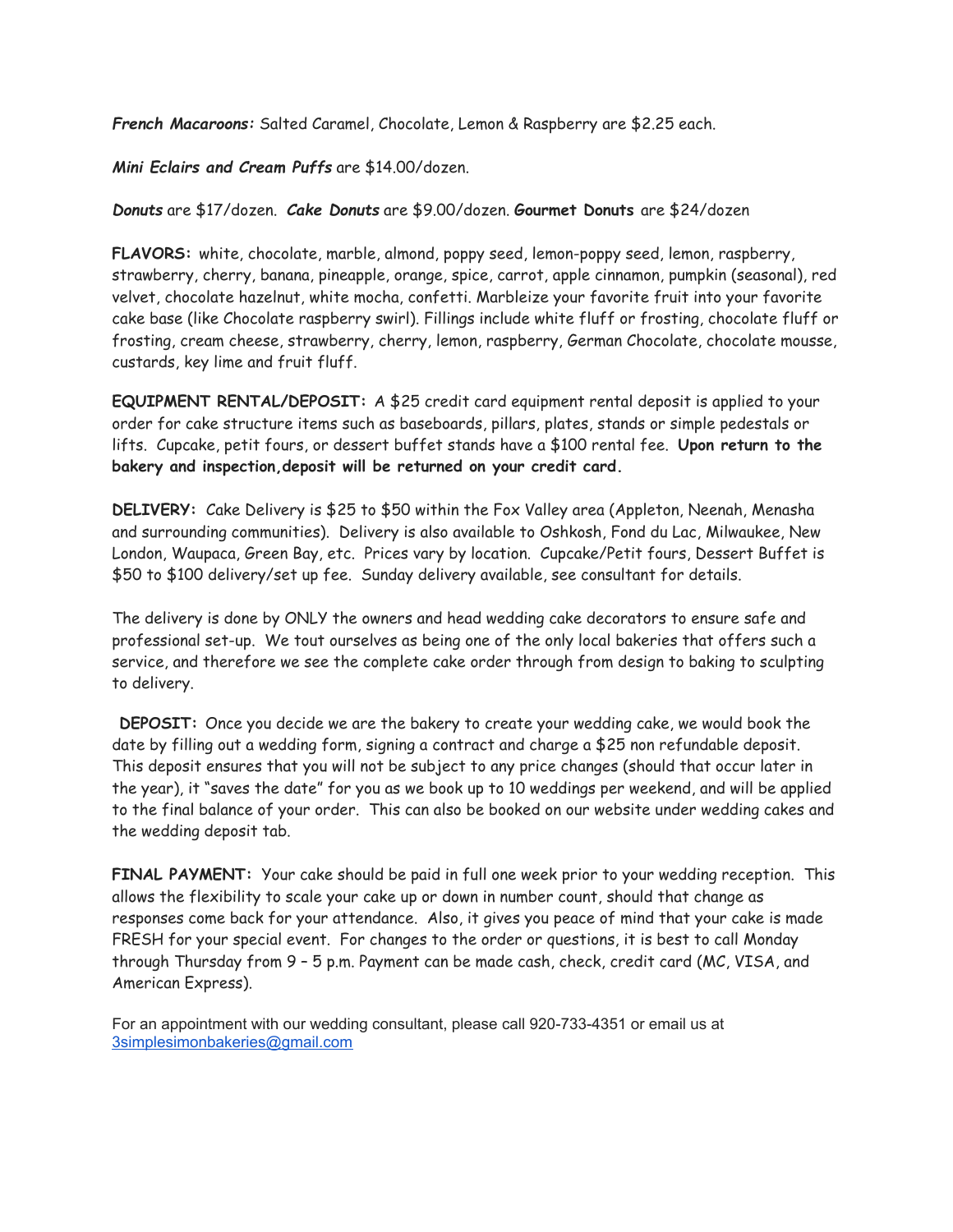***French Macaroons:*** Salted Caramel, Chocolate, Lemon & Raspberry are $2.25 each.

***Mini Eclairs and Cream Puffs*** are $14.00/dozen.

***Donuts*** are $17/dozen. ***Cake Donuts*** are $9.00/dozen. **Gourmet Donuts** are $24/dozen

**FLAVORS:** white, chocolate, marble, almond, poppy seed, lemon-poppy seed, lemon, raspberry, strawberry, cherry, banana, pineapple, orange, spice, carrot, apple cinnamon, pumpkin (seasonal), red velvet, chocolate hazelnut, white mocha, confetti. Marbleize your favorite fruit into your favorite cake base (like Chocolate raspberry swirl). Fillings include white fluff or frosting, chocolate fluff or frosting, cream cheese, strawberry, cherry, lemon, raspberry, German Chocolate, chocolate mousse, custards, key lime and fruit fluff.

**EQUIPMENT RENTAL/DEPOSIT:** A $25 credit card equipment rental deposit is applied to your order for cake structure items such as baseboards, pillars, plates, stands or simple pedestals or lifts. Cupcake, petit fours, or dessert buffet stands have a $100 rental fee. **Upon return to the bakery and inspection,deposit will be returned on your credit card.**

**DELIVERY:** Cake Delivery is $25 to $50 within the Fox Valley area (Appleton, Neenah, Menasha and surrounding communities). Delivery is also available to Oshkosh, Fond du Lac, Milwaukee, New London, Waupaca, Green Bay, etc. Prices vary by location. Cupcake/Petit fours, Dessert Buffet is $50 to $100 delivery/set up fee. Sunday delivery available, see consultant for details.

The delivery is done by ONLY the owners and head wedding cake decorators to ensure safe and professional set-up. We tout ourselves as being one of the only local bakeries that offers such a service, and therefore we see the complete cake order through from design to baking to sculpting to delivery.

**DEPOSIT:** Once you decide we are the bakery to create your wedding cake, we would book the date by filling out a wedding form, signing a contract and charge a $25 non refundable deposit. This deposit ensures that you will not be subject to any price changes (should that occur later in the year), it "saves the date" for you as we book up to 10 weddings per weekend, and will be applied to the final balance of your order. This can also be booked on our website under wedding cakes and the wedding deposit tab.

**FINAL PAYMENT:** Your cake should be paid in full one week prior to your wedding reception. This allows the flexibility to scale your cake up or down in number count, should that change as responses come back for your attendance. Also, it gives you peace of mind that your cake is made FRESH for your special event. For changes to the order or questions, it is best to call Monday through Thursday from 9 – 5 p.m. Payment can be made cash, check, credit card (MC, VISA, and American Express).

For an appointment with our wedding consultant, please call 920-733-4351 or email us at [3simplesimonbakeries@gmail.com](mailto:3simplesimonbakeries@gmail.com)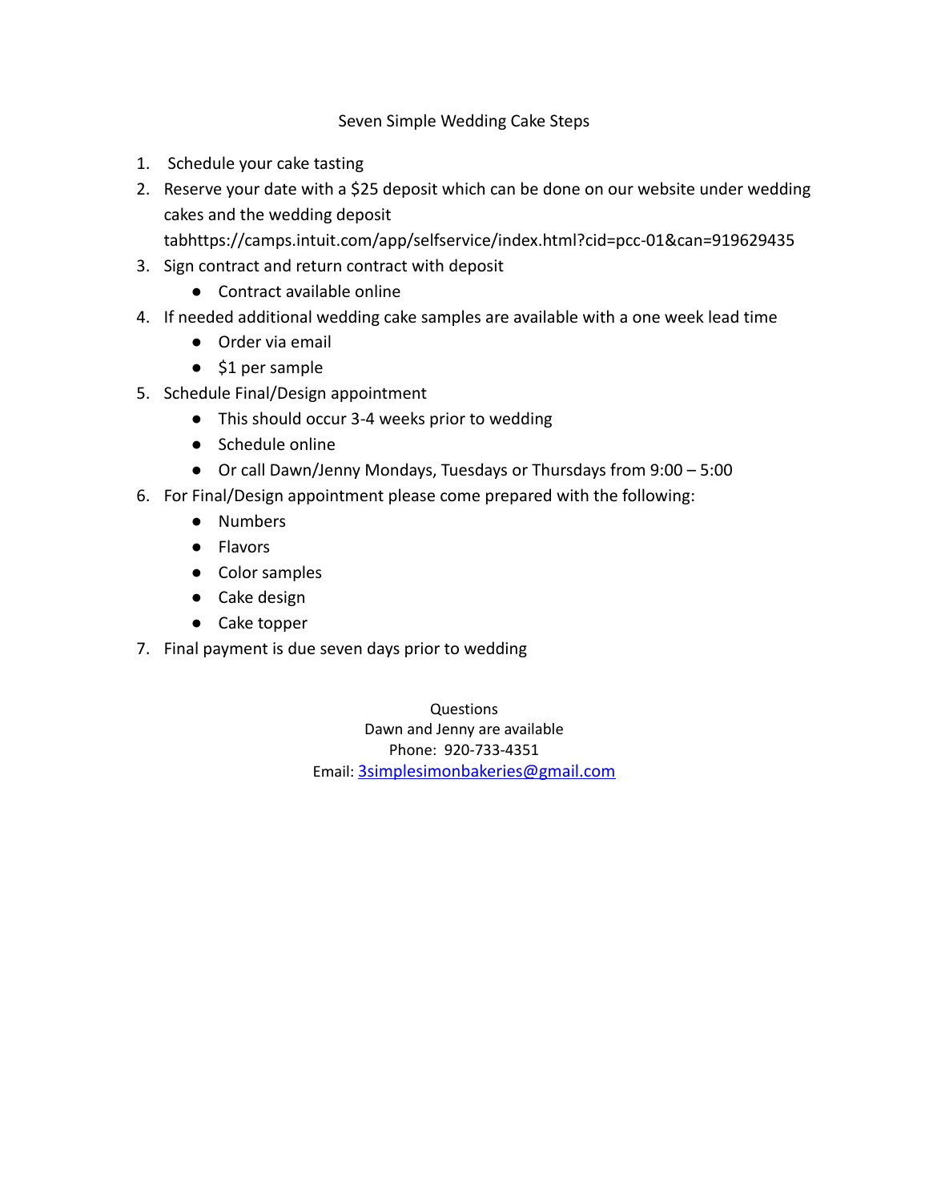# Seven Simple Wedding Cake Steps

1. Schedule your cake tasting
2. Reserve your date with a $25 deposit which can be done on our website under wedding cakes and the wedding deposit tabhttps://camps.intuit.com/app/selfservice/index.html?cid=pcc-01&can=919629435
3. Sign contract and return contract with deposit
   - Contract available online
4. If needed additional wedding cake samples are available with a one week lead time
   - Order via email
   - $1 per sample
5. Schedule Final/Design appointment
   - This should occur 3-4 weeks prior to wedding
   - Schedule online
   - Or call Dawn/Jenny Mondays, Tuesdays or Thursdays from 9:00 – 5:00
6. For Final/Design appointment please come prepared with the following:
   - Numbers
   - Flavors
   - Color samples
   - Cake design
   - Cake topper
7. Final payment is due seven days prior to wedding

Questions
Dawn and Jenny are available
Phone: 920-733-4351
Email: 3simplesimonbakeries@gmail.com